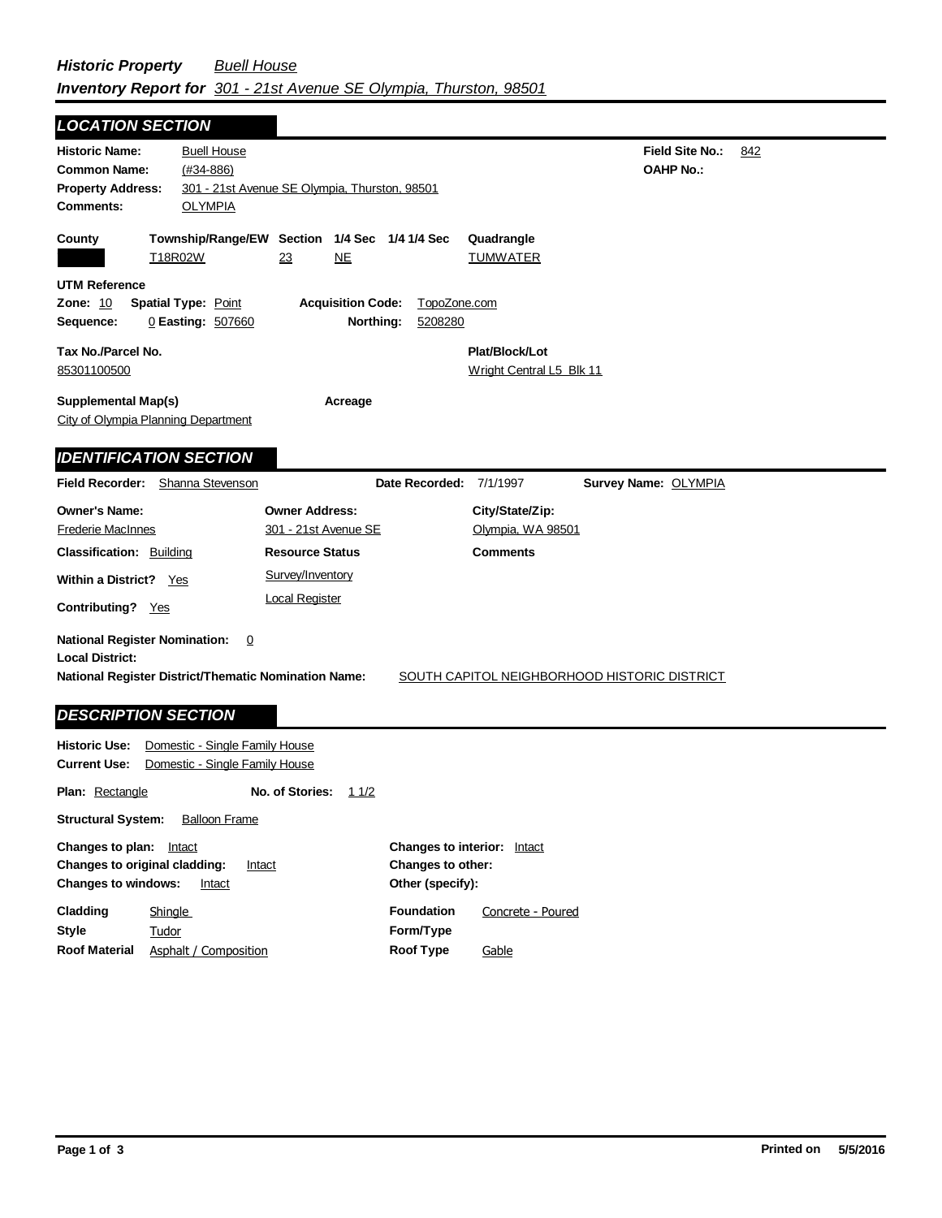***Historic Property*** *Buell House*
***Inventory Report for*** *301 - 21st Avenue SE Olympia, Thurston, 98501*

## LOCATION SECTION

**Historic Name:** Buell House
**Common Name:** (#34-886)
**Property Address:** 301 - 21st Avenue SE Olympia, Thurston, 98501
**Comments:** OLYMPIA

**Field Site No.:** 842
**OAHP No.:**

| County | Township/Range/EW | Section | 1/4 Sec | 1/4 1/4 Sec | Quadrangle |
|---|---|---|---|---|---|
| | T18R02W | 23 | NE | | TUMWATER |

**UTM Reference**
**Zone:** 10 **Spatial Type:** Point **Acquisition Code:** TopoZone.com
**Sequence:** 0 **Easting:** 507660 **Northing:** 5208280

**Tax No./Parcel No.**
85301100500

**Plat/Block/Lot**
Wright Central L5 Blk 11

**Supplemental Map(s)**
City of Olympia Planning Department

**Acreage**

## IDENTIFICATION SECTION

**Field Recorder:** Shanna Stevenson **Date Recorded:** 7/1/1997 **Survey Name:** OLYMPIA

| Owner's Name: | Owner Address: | City/State/Zip: |
|---|---|---|
| Frederie MacInnes | 301 - 21st Avenue SE | Olympia, WA 98501 |

**Classification:** Building
**Within a District?** Yes
**Contributing?** Yes

**Resource Status**
Survey/Inventory
Local Register

**Comments**

**National Register Nomination:** 0
**Local District:**
**National Register District/Thematic Nomination Name:** SOUTH CAPITOL NEIGHBORHOOD HISTORIC DISTRICT

## DESCRIPTION SECTION

**Historic Use:** Domestic - Single Family House
**Current Use:** Domestic - Single Family House

**Plan:** Rectangle **No. of Stories:** 1 1/2

**Structural System:** Balloon Frame

**Changes to plan:** Intact
**Changes to original cladding:** Intact
**Changes to windows:** Intact

**Changes to interior:** Intact
**Changes to other:**
**Other (specify):**

**Cladding** Shingle
**Style** Tudor
**Roof Material** Asphalt / Composition

**Foundation** Concrete - Poured
**Form/Type**
**Roof Type** Gable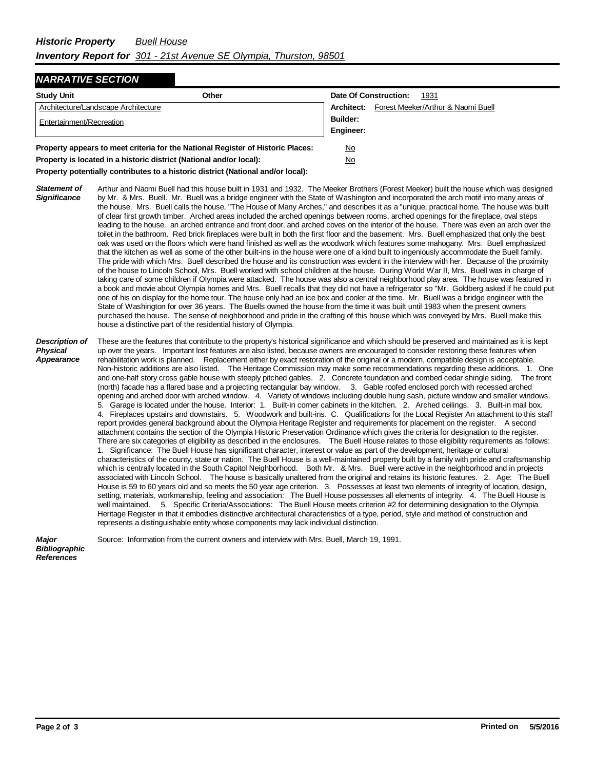**Historic Property** *Buell House*

**Inventory Report for** *301 - 21st Avenue SE Olympia, Thurston, 98501*

## NARRATIVE SECTION

| Study Unit | Other | |
|---|---|---|
| Architecture/Landscape Architecture | | **Date Of Construction:** 1931 |
| Entertainment/Recreation | | **Architect:** Forest Meeker/Arthur & Naomi Buell |
| | | **Builder:** |
| | | **Engineer:** |

**Property appears to meet criteria for the National Register of Historic Places:** No

**Property is located in a historic district (National and/or local):** No

**Property potentially contributes to a historic district (National and/or local):**

***Statement of Significance***

Arthur and Naomi Buell had this house built in 1931 and 1932. The Meeker Brothers (Forest Meeker) built the house which was designed by Mr. & Mrs. Buell. Mr. Buell was a bridge engineer with the State of Washington and incorporated the arch motif into many areas of the house. Mrs. Buell calls the house, "The House of Many Arches," and describes it as a "unique, practical home. The house was built of clear first growth timber. Arched areas included the arched openings between rooms, arched openings for the fireplace, oval steps leading to the house. an arched entrance and front door, and arched coves on the interior of the house. There was even an arch over the toilet in the bathroom. Red brick fireplaces were built in both the first floor and the basement. Mrs. Buell emphasized that only the best oak was used on the floors which were hand finished as well as the woodwork which features some mahogany. Mrs. Buell emphasized that the kitchen as well as some of the other built-ins in the house were one of a kind built to ingeniously accommodate the Buell family. The pride with which Mrs. Buell described the house and its construction was evident in the interview with her. Because of the proximity of the house to Lincoln School, Mrs. Buell worked with school children at the house. During World War II, Mrs. Buell was in charge of taking care of some children if Olympia were attacked. The house was also a central neighborhood play area. The house was featured in a book and movie about Olympia homes and Mrs. Buell recalls that they did not have a refrigerator so "Mr. Goldberg asked if he could put one of his on display for the home tour. The house only had an ice box and cooler at the time. Mr. Buell was a bridge engineer with the State of Washington for over 36 years. The Buells owned the house from the time it was built until 1983 when the present owners purchased the house. The sense of neighborhood and pride in the crafting of this house which was conveyed by Mrs. Buell make this house a distinctive part of the residential history of Olympia.

***Description of Physical Appearance***

These are the features that contribute to the property's historical significance and which should be preserved and maintained as it is kept up over the years. Important lost features are also listed, because owners are encouraged to consider restoring these features when rehabilitation work is planned. Replacement either by exact restoration of the original or a modern, compatible design is acceptable. Non-historic additions are also listed. The Heritage Commission may make some recommendations regarding these additions. 1. One and one-half story cross gable house with steeply pitched gables. 2. Concrete foundation and combed cedar shingle siding. The front (north) facade has a flared base and a projecting rectangular bay window. 3. Gable roofed enclosed porch with recessed arched opening and arched door with arched window. 4. Variety of windows including double hung sash, picture window and smaller windows. 5. Garage is located under the house. Interior: 1. Built-in corner cabinets in the kitchen. 2. Arched ceilings. 3. Built-in mail box. 4. Fireplaces upstairs and downstairs. 5. Woodwork and built-ins. C. Qualifications for the Local Register An attachment to this staff report provides general background about the Olympia Heritage Register and requirements for placement on the register. A second attachment contains the section of the Olympia Historic Preservation Ordinance which gives the criteria for designation to the register. There are six categories of eligibility as described in the enclosures. The Buell House relates to those eligibility requirements as follows: 1. Significance: The Buell House has significant character, interest or value as part of the development, heritage or cultural characteristics of the county, state or nation. The Buell House is a well-maintained property built by a family with pride and craftsmanship which is centrally located in the South Capitol Neighborhood. Both Mr. & Mrs. Buell were active in the neighborhood and in projects associated with Lincoln School. The house is basically unaltered from the original and retains its historic features. 2. Age: The Buell House is 59 to 60 years old and so meets the 50 year age criterion. 3. Possesses at least two elements of integrity of location, design, setting, materials, workmanship, feeling and association: The Buell House possesses all elements of integrity. 4. The Buell House is well maintained. 5. Specific Criteria/Associations: The Buell House meets criterion #2 for determining designation to the Olympia Heritage Register in that it embodies distinctive architectural characteristics of a type, period, style and method of construction and represents a distinguishable entity whose components may lack individual distinction.

***Major Bibliographic References***

Source: Information from the current owners and interview with Mrs. Buell, March 19, 1991.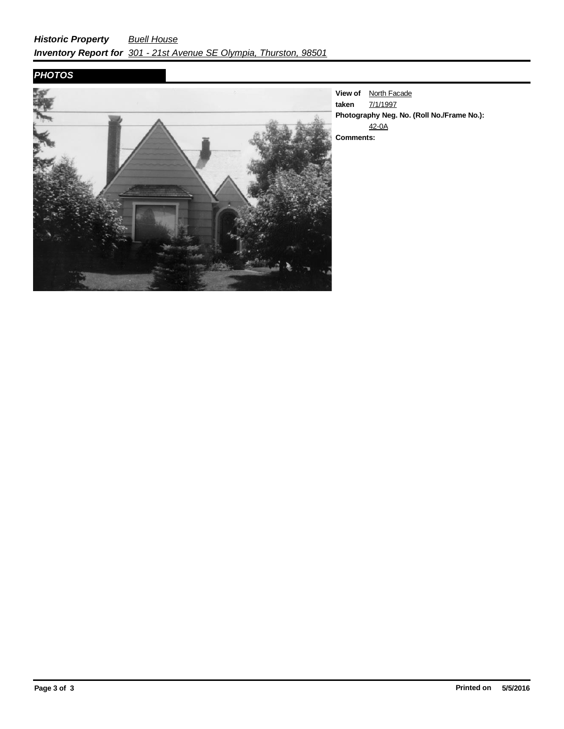***Historic Property Inventory Report for*** *Buell House*
*301 - 21st Avenue SE Olympia, Thurston, 98501*

## *PHOTOS*

**View of** North Facade
**taken** 7/1/1997
**Photography Neg. No. (Roll No./Frame No.):**
42-0A
**Comments:**